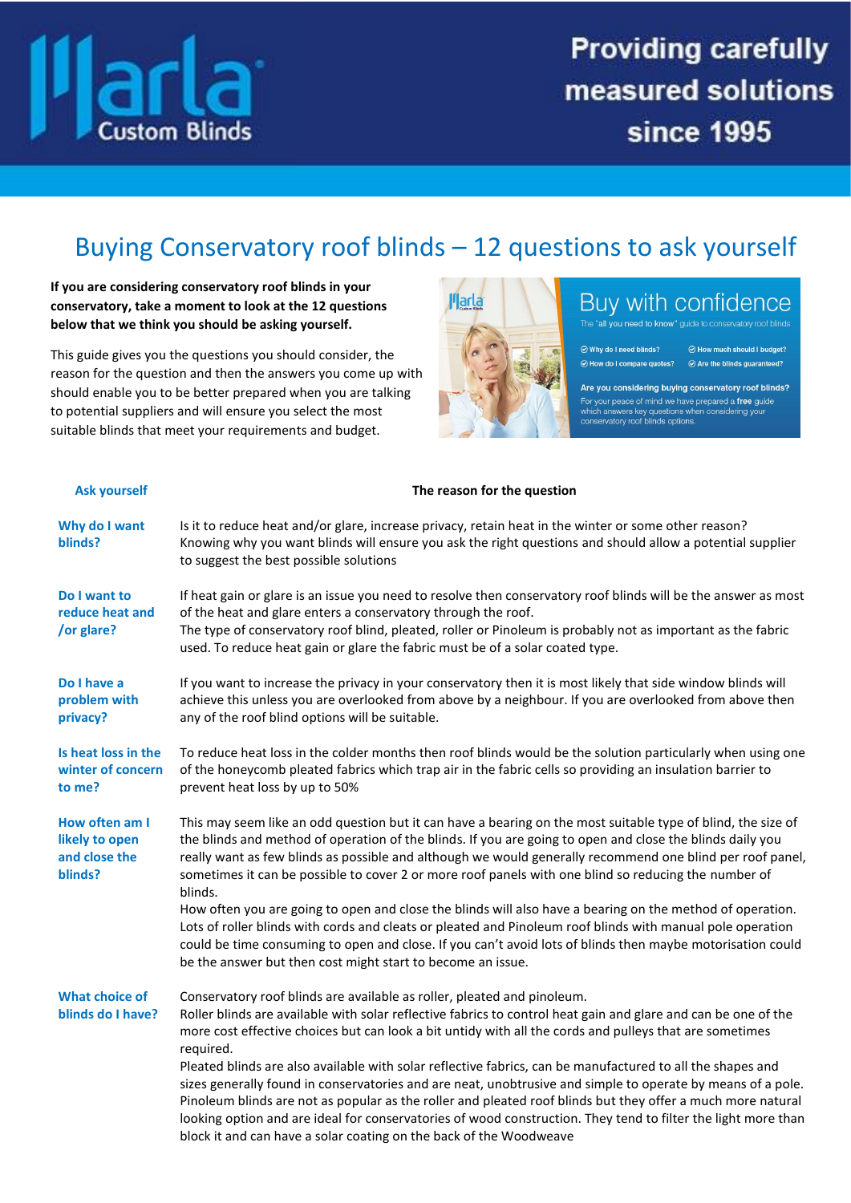Marla Custom Blinds

Providing carefully measured solutions since 1995

# Buying Conservatory roof blinds – 12 questions to ask yourself

**If you are considering conservatory roof blinds in your conservatory, take a moment to look at the 12 questions below that we think you should be asking yourself.**

This guide gives you the questions you should consider, the reason for the question and then the answers you come up with should enable you to be better prepared when you are talking to potential suppliers and will ensure you select the most suitable blinds that meet your requirements and budget.

| Ask yourself | The reason for the question |
|---|---|
| **Why do I want blinds?** | Is it to reduce heat and/or glare, increase privacy, retain heat in the winter or some other reason? Knowing why you want blinds will ensure you ask the right questions and should allow a potential supplier to suggest the best possible solutions |
| **Do I want to reduce heat and /or glare?** | If heat gain or glare is an issue you need to resolve then conservatory roof blinds will be the answer as most of the heat and glare enters a conservatory through the roof.<br>The type of conservatory roof blind, pleated, roller or Pinoleum is probably not as important as the fabric used. To reduce heat gain or glare the fabric must be of a solar coated type. |
| **Do I have a problem with privacy?** | If you want to increase the privacy in your conservatory then it is most likely that side window blinds will achieve this unless you are overlooked from above by a neighbour. If you are overlooked from above then any of the roof blind options will be suitable. |
| **Is heat loss in the winter of concern to me?** | To reduce heat loss in the colder months then roof blinds would be the solution particularly when using one of the honeycomb pleated fabrics which trap air in the fabric cells so providing an insulation barrier to prevent heat loss by up to 50% |
| **How often am I likely to open and close the blinds?** | This may seem like an odd question but it can have a bearing on the most suitable type of blind, the size of the blinds and method of operation of the blinds. If you are going to open and close the blinds daily you really want as few blinds as possible and although we would generally recommend one blind per roof panel, sometimes it can be possible to cover 2 or more roof panels with one blind so reducing the number of blinds.<br>How often you are going to open and close the blinds will also have a bearing on the method of operation. Lots of roller blinds with cords and cleats or pleated and Pinoleum roof blinds with manual pole operation could be time consuming to open and close. If you can't avoid lots of blinds then maybe motorisation could be the answer but then cost might start to become an issue. |
| **What choice of blinds do I have?** | Conservatory roof blinds are available as roller, pleated and pinoleum.<br>Roller blinds are available with solar reflective fabrics to control heat gain and glare and can be one of the more cost effective choices but can look a bit untidy with all the cords and pulleys that are sometimes required.<br>Pleated blinds are also available with solar reflective fabrics, can be manufactured to all the shapes and sizes generally found in conservatories and are neat, unobtrusive and simple to operate by means of a pole.<br>Pinoleum blinds are not as popular as the roller and pleated roof blinds but they offer a much more natural looking option and are ideal for conservatories of wood construction. They tend to filter the light more than block it and can have a solar coating on the back of the Woodweave |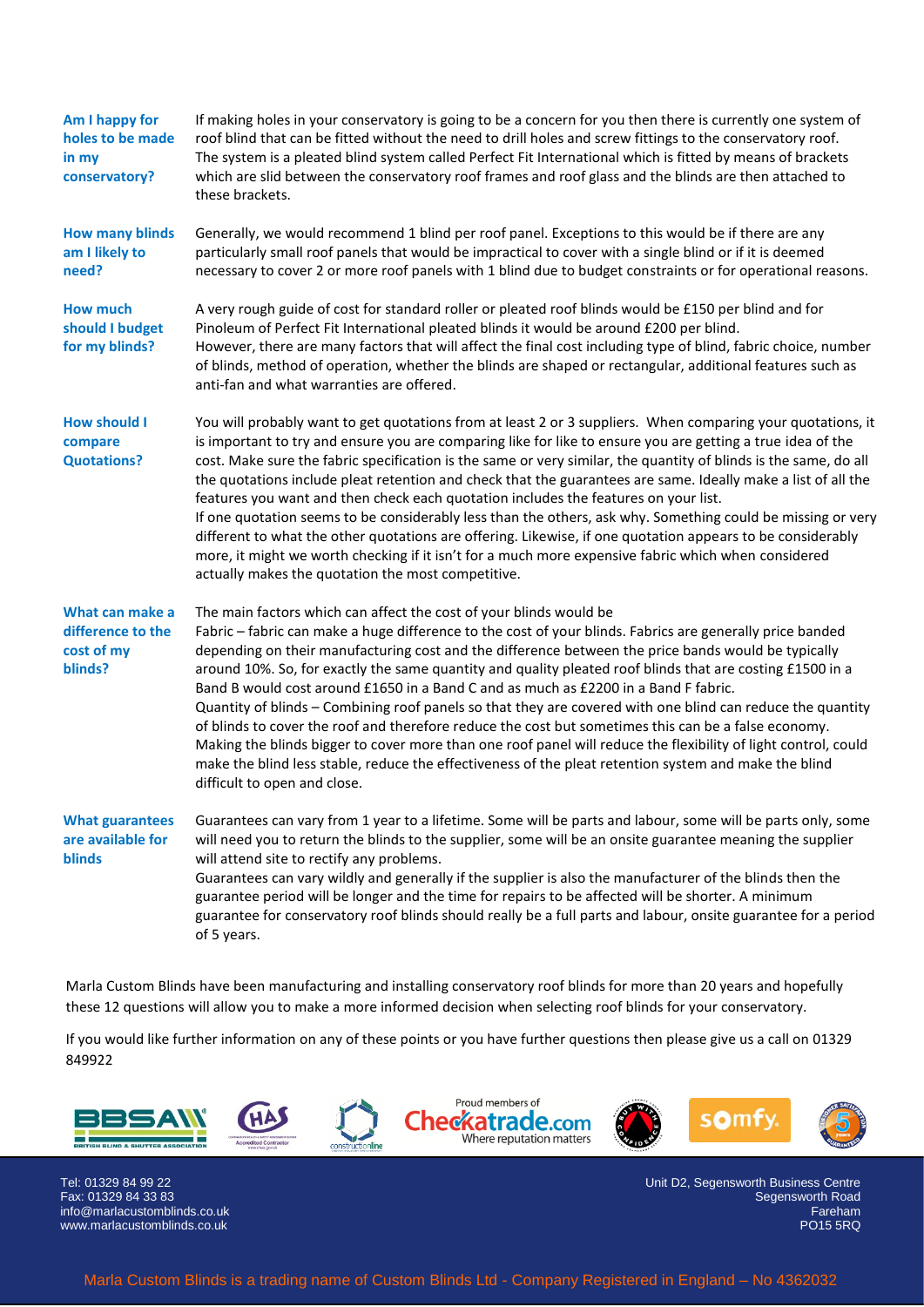**Am I happy for holes to be made in my conservatory?**

If making holes in your conservatory is going to be a concern for you then there is currently one system of roof blind that can be fitted without the need to drill holes and screw fittings to the conservatory roof. The system is a pleated blind system called Perfect Fit International which is fitted by means of brackets which are slid between the conservatory roof frames and roof glass and the blinds are then attached to these brackets.

**How many blinds am I likely to need?**

Generally, we would recommend 1 blind per roof panel. Exceptions to this would be if there are any particularly small roof panels that would be impractical to cover with a single blind or if it is deemed necessary to cover 2 or more roof panels with 1 blind due to budget constraints or for operational reasons.

**How much should I budget for my blinds?**

A very rough guide of cost for standard roller or pleated roof blinds would be £150 per blind and for Pinoleum of Perfect Fit International pleated blinds it would be around £200 per blind.
However, there are many factors that will affect the final cost including type of blind, fabric choice, number of blinds, method of operation, whether the blinds are shaped or rectangular, additional features such as anti-fan and what warranties are offered.

**How should I compare Quotations?**

You will probably want to get quotations from at least 2 or 3 suppliers. When comparing your quotations, it is important to try and ensure you are comparing like for like to ensure you are getting a true idea of the cost. Make sure the fabric specification is the same or very similar, the quantity of blinds is the same, do all the quotations include pleat retention and check that the guarantees are same. Ideally make a list of all the features you want and then check each quotation includes the features on your list.
If one quotation seems to be considerably less than the others, ask why. Something could be missing or very different to what the other quotations are offering. Likewise, if one quotation appears to be considerably more, it might we worth checking if it isn't for a much more expensive fabric which when considered actually makes the quotation the most competitive.

**What can make a difference to the cost of my blinds?**

The main factors which can affect the cost of your blinds would be
Fabric – fabric can make a huge difference to the cost of your blinds. Fabrics are generally price banded depending on their manufacturing cost and the difference between the price bands would be typically around 10%. So, for exactly the same quantity and quality pleated roof blinds that are costing £1500 in a Band B would cost around £1650 in a Band C and as much as £2200 in a Band F fabric.
Quantity of blinds – Combining roof panels so that they are covered with one blind can reduce the quantity of blinds to cover the roof and therefore reduce the cost but sometimes this can be a false economy. Making the blinds bigger to cover more than one roof panel will reduce the flexibility of light control, could make the blind less stable, reduce the effectiveness of the pleat retention system and make the blind difficult to open and close.

**What guarantees are available for blinds**

Guarantees can vary from 1 year to a lifetime. Some will be parts and labour, some will be parts only, some will need you to return the blinds to the supplier, some will be an onsite guarantee meaning the supplier will attend site to rectify any problems.
Guarantees can vary wildly and generally if the supplier is also the manufacturer of the blinds then the guarantee period will be longer and the time for repairs to be affected will be shorter. A minimum guarantee for conservatory roof blinds should really be a full parts and labour, onsite guarantee for a period of 5 years.

Marla Custom Blinds have been manufacturing and installing conservatory roof blinds for more than 20 years and hopefully these 12 questions will allow you to make a more informed decision when selecting roof blinds for your conservatory.

If you would like further information on any of these points or you have further questions then please give us a call on 01329 849922

Tel: 01329 84 99 22
Fax: 01329 84 33 83
info@marlacustomblinds.co.uk
www.marlacustomblinds.co.uk

Unit D2, Segensworth Business Centre
Segensworth Road
Fareham
PO15 5RQ

Marla Custom Blinds is a trading name of Custom Blinds Ltd - Company Registered in England – No 4362032